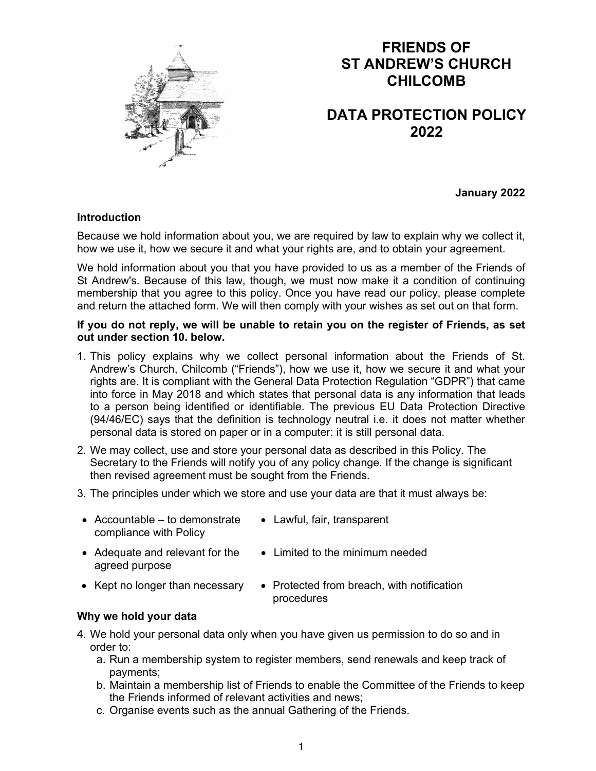# FRIENDS OF ST ANDREW'S CHURCH CHILCOMB

# DATA PROTECTION POLICY 2022

**January 2022**

**Introduction**

Because we hold information about you, we are required by law to explain why we collect it, how we use it, how we secure it and what your rights are, and to obtain your agreement.

We hold information about you that you have provided to us as a member of the Friends of St Andrew's. Because of this law, though, we must now make it a condition of continuing membership that you agree to this policy. Once you have read our policy, please complete and return the attached form. We will then comply with your wishes as set out on that form.

**If you do not reply, we will be unable to retain you on the register of Friends, as set out under section 10. below.**

1. This policy explains why we collect personal information about the Friends of St. Andrew's Church, Chilcomb ("Friends"), how we use it, how we secure it and what your rights are. It is compliant with the General Data Protection Regulation "GDPR") that came into force in May 2018 and which states that personal data is any information that leads to a person being identified or identifiable. The previous EU Data Protection Directive (94/46/EC) says that the definition is technology neutral i.e. it does not matter whether personal data is stored on paper or in a computer: it is still personal data.
2. We may collect, use and store your personal data as described in this Policy. The Secretary to the Friends will notify you of any policy change. If the change is significant then revised agreement must be sought from the Friends.
3. The principles under which we store and use your data are that it must always be:
   - Accountable – to demonstrate compliance with Policy
   - Lawful, fair, transparent
   - Adequate and relevant for the agreed purpose
   - Limited to the minimum needed
   - Kept no longer than necessary
   - Protected from breach, with notification procedures

**Why we hold your data**

4. We hold your personal data only when you have given us permission to do so and in order to:
   a. Run a membership system to register members, send renewals and keep track of payments;
   b. Maintain a membership list of Friends to enable the Committee of the Friends to keep the Friends informed of relevant activities and news;
   c. Organise events such as the annual Gathering of the Friends.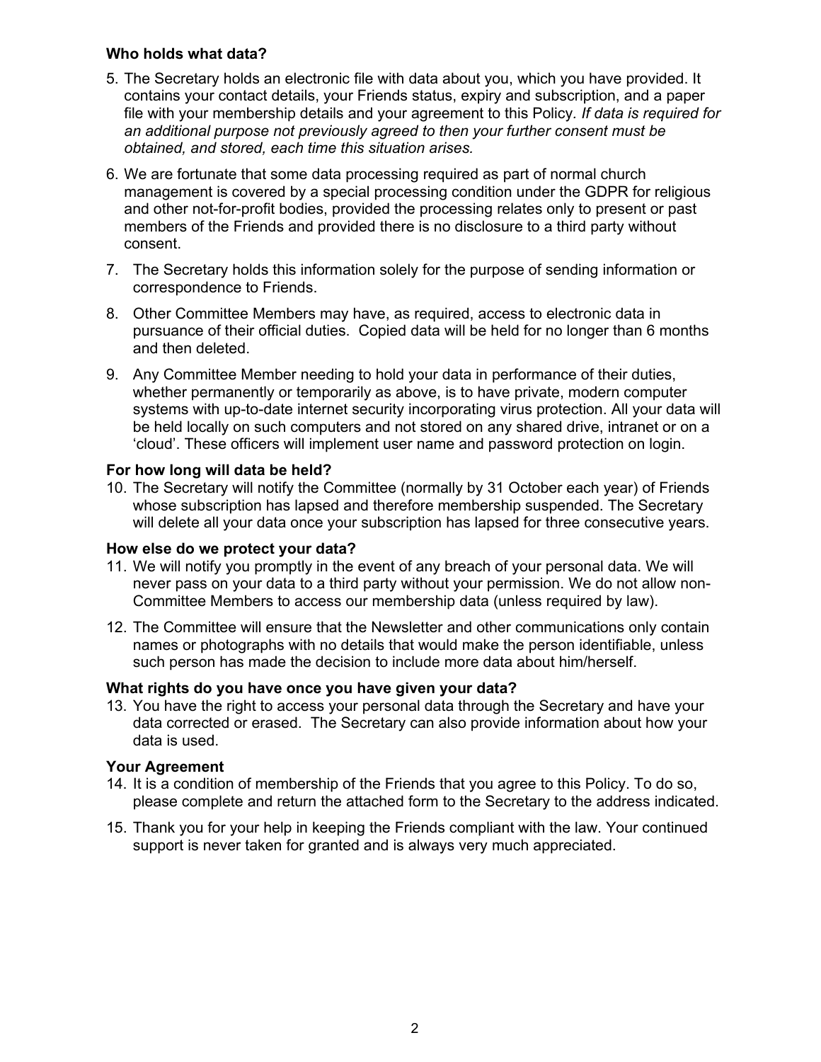**Who holds what data?**

5. The Secretary holds an electronic file with data about you, which you have provided. It contains your contact details, your Friends status, expiry and subscription, and a paper file with your membership details and your agreement to this Policy*. If data is required for an additional purpose not previously agreed to then your further consent must be obtained, and stored, each time this situation arises.*

6. We are fortunate that some data processing required as part of normal church management is covered by a special processing condition under the GDPR for religious and other not-for-profit bodies, provided the processing relates only to present or past members of the Friends and provided there is no disclosure to a third party without consent.

7. The Secretary holds this information solely for the purpose of sending information or correspondence to Friends.

8. Other Committee Members may have, as required, access to electronic data in pursuance of their official duties. Copied data will be held for no longer than 6 months and then deleted.

9. Any Committee Member needing to hold your data in performance of their duties, whether permanently or temporarily as above, is to have private, modern computer systems with up-to-date internet security incorporating virus protection. All your data will be held locally on such computers and not stored on any shared drive, intranet or on a 'cloud'. These officers will implement user name and password protection on login.

**For how long will data be held?**

10. The Secretary will notify the Committee (normally by 31 October each year) of Friends whose subscription has lapsed and therefore membership suspended. The Secretary will delete all your data once your subscription has lapsed for three consecutive years.

**How else do we protect your data?**

11. We will notify you promptly in the event of any breach of your personal data. We will never pass on your data to a third party without your permission. We do not allow non-Committee Members to access our membership data (unless required by law).

12. The Committee will ensure that the Newsletter and other communications only contain names or photographs with no details that would make the person identifiable, unless such person has made the decision to include more data about him/herself.

**What rights do you have once you have given your data?**

13. You have the right to access your personal data through the Secretary and have your data corrected or erased. The Secretary can also provide information about how your data is used.

**Your Agreement**

14. It is a condition of membership of the Friends that you agree to this Policy. To do so, please complete and return the attached form to the Secretary to the address indicated.

15. Thank you for your help in keeping the Friends compliant with the law. Your continued support is never taken for granted and is always very much appreciated.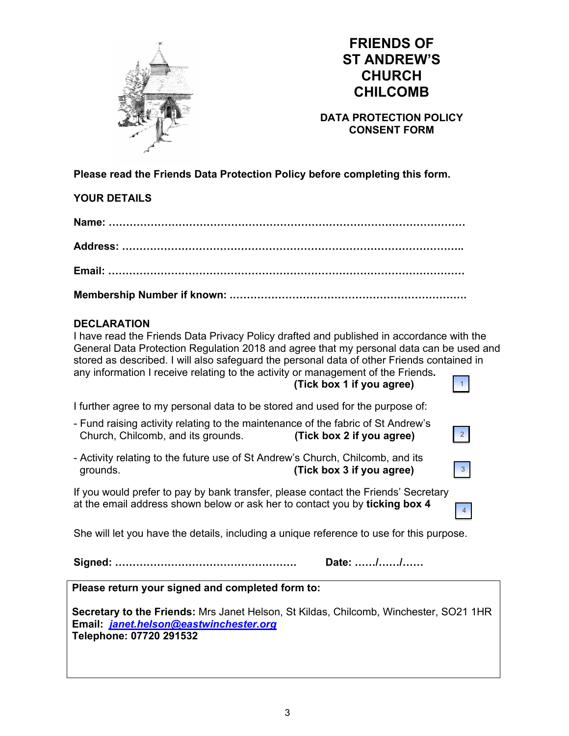# FRIENDS OF ST ANDREW'S CHURCH CHILCOMB

## DATA PROTECTION POLICY CONSENT FORM

**Please read the Friends Data Protection Policy before completing this form.**

**YOUR DETAILS**

**Name: ………………………………………………………………………………………**

**Address: ……………………………………………………………………………………..**

**Email: ………………………………………………………………………………………**

**Membership Number if known: ………………………………………………………….**

**DECLARATION**

I have read the Friends Data Privacy Policy drafted and published in accordance with the General Data Protection Regulation 2018 and agree that my personal data can be used and stored as described. I will also safeguard the personal data of other Friends contained in any information I receive relating to the activity or management of the Friends.
**(Tick box 1 if you agree)** [ 1 ]

I further agree to my personal data to be stored and used for the purpose of:

- Fund raising activity relating to the maintenance of the fabric of St Andrew's Church, Chilcomb, and its grounds. **(Tick box 2 if you agree)** [ 2 ]

- Activity relating to the future use of St Andrew's Church, Chilcomb, and its grounds. **(Tick box 3 if you agree)** [ 3 ]

If you would prefer to pay by bank transfer, please contact the Friends' Secretary at the email address shown below or ask her to contact you by **ticking box 4** [ 4 ]

She will let you have the details, including a unique reference to use for this purpose.

**Signed: …………………………………………….   Date: ……/……/……**

**Please return your signed and completed form to:**

**Secretary to the Friends:** Mrs Janet Helson, St Kildas, Chilcomb, Winchester, SO21 1HR
**Email:** *janet.helson@eastwinchester.org*
**Telephone: 07720 291532**